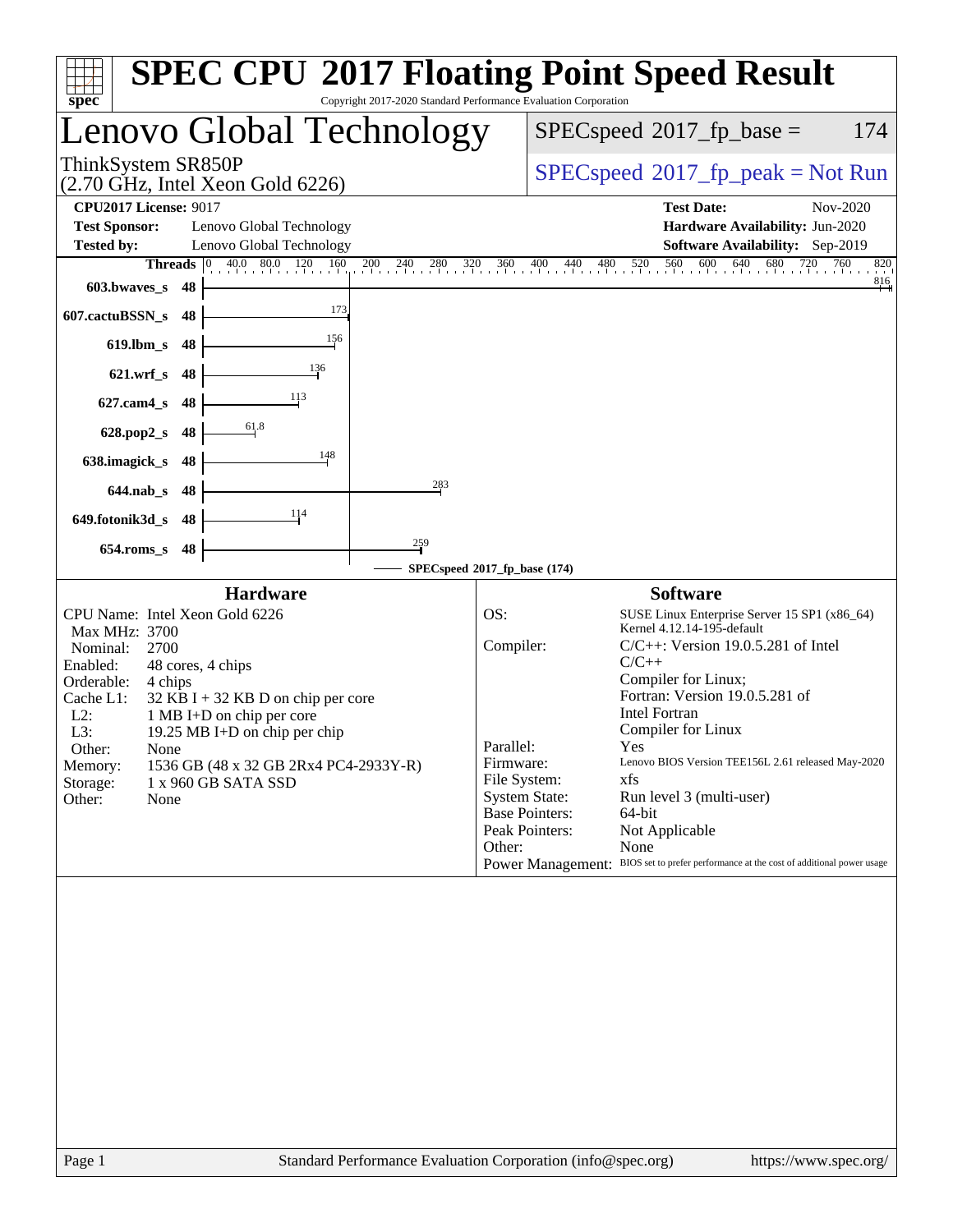# SPEC CPU 2017 Floating Point Speed Result

Copyright 2017-2020 Standard Performance Evaluation Corporation

## Lenovo Global Technology

ThinkSystem SR850P
(2.70 GHz, Intel Xeon Gold 6226)

SPECspeed 2017_fp_base = 174

SPECspeed 2017_fp_peak = Not Run

**CPU2017 License:** 9017
**Test Sponsor:** Lenovo Global Technology
**Tested by:** Lenovo Global Technology

**Test Date:** Nov-2020
**Hardware Availability:** Jun-2020
**Software Availability:** Sep-2019

| Benchmark | Threads | SPECspeed 2017_fp_base |
|---|---|---|
| 603.bwaves_s | 48 | 816 |
| 607.cactuBSSN_s | 48 | 173 |
| 619.lbm_s | 48 | 156 |
| 621.wrf_s | 48 | 136 |
| 627.cam4_s | 48 | 113 |
| 628.pop2_s | 48 | 61.8 |
| 638.imagick_s | 48 | 148 |
| 644.nab_s | 48 | 283 |
| 649.fotonik3d_s | 48 | 114 |
| 654.roms_s | 48 | 259 |

SPECspeed 2017_fp_base (174)

### Hardware

| | |
|---|---|
| CPU Name: | Intel Xeon Gold 6226 |
| Max MHz: | 3700 |
| Nominal: | 2700 |
| Enabled: | 48 cores, 4 chips |
| Orderable: | 4 chips |
| Cache L1: | 32 KB I + 32 KB D on chip per core |
| L2: | 1 MB I+D on chip per core |
| L3: | 19.25 MB I+D on chip per chip |
| Other: | None |
| Memory: | 1536 GB (48 x 32 GB 2Rx4 PC4-2933Y-R) |
| Storage: | 1 x 960 GB SATA SSD |
| Other: | None |

### Software

| | |
|---|---|
| OS: | SUSE Linux Enterprise Server 15 SP1 (x86_64) Kernel 4.12.14-195-default |
| Compiler: | C/C++: Version 19.0.5.281 of Intel C/C++ Compiler for Linux; Fortran: Version 19.0.5.281 of Intel Fortran Compiler for Linux |
| Parallel: | Yes |
| Firmware: | Lenovo BIOS Version TEE156L 2.61 released May-2020 |
| File System: | xfs |
| System State: | Run level 3 (multi-user) |
| Base Pointers: | 64-bit |
| Peak Pointers: | Not Applicable |
| Other: | None |
| Power Management: | BIOS set to prefer performance at the cost of additional power usage |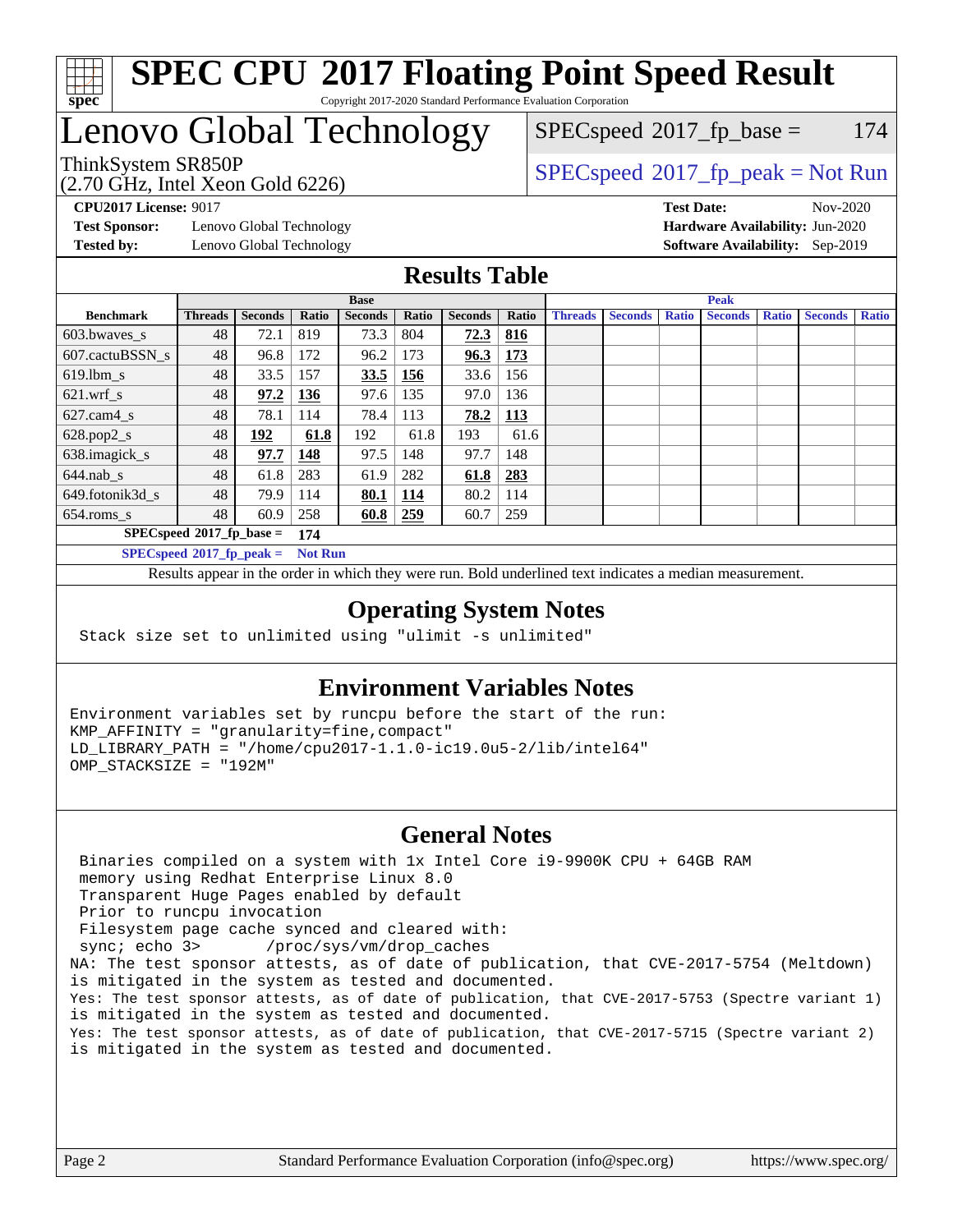# SPEC CPU 2017 Floating Point Speed Result

Copyright 2017-2020 Standard Performance Evaluation Corporation

# Lenovo Global Technology

ThinkSystem SR850P
(2.70 GHz, Intel Xeon Gold 6226)

SPECspeed 2017_fp_base = 174

SPECspeed 2017_fp_peak = Not Run

**CPU2017 License:** 9017
**Test Sponsor:** Lenovo Global Technology
**Tested by:** Lenovo Global Technology

**Test Date:** Nov-2020
**Hardware Availability:** Jun-2020
**Software Availability:** Sep-2019

## Results Table

| | Base | | | | | | | Peak | | | | | | |
|---|---|---|---|---|---|---|---|---|---|---|---|---|---|---|
| **Benchmark** | **Threads** | **Seconds** | **Ratio** | **Seconds** | **Ratio** | **Seconds** | **Ratio** | **Threads** | **Seconds** | **Ratio** | **Seconds** | **Ratio** | **Seconds** | **Ratio** |
| 603.bwaves_s | 48 | 72.1 | 819 | 73.3 | 804 | **72.3** | **816** | | | | | | | |
| 607.cactuBSSN_s | 48 | 96.8 | 172 | 96.2 | 173 | **96.3** | **173** | | | | | | | |
| 619.lbm_s | 48 | 33.5 | 157 | **33.5** | **156** | 33.6 | 156 | | | | | | | |
| 621.wrf_s | 48 | **97.2** | **136** | 97.6 | 135 | 97.0 | 136 | | | | | | | |
| 627.cam4_s | 48 | 78.1 | 114 | 78.4 | 113 | **78.2** | **113** | | | | | | | |
| 628.pop2_s | 48 | **192** | **61.8** | 192 | 61.8 | 193 | 61.6 | | | | | | | |
| 638.imagick_s | 48 | **97.7** | **148** | 97.5 | 148 | 97.7 | 148 | | | | | | | |
| 644.nab_s | 48 | 61.8 | 283 | 61.9 | 282 | **61.8** | **283** | | | | | | | |
| 649.fotonik3d_s | 48 | 79.9 | 114 | **80.1** | **114** | 80.2 | 114 | | | | | | | |
| 654.roms_s | 48 | 60.9 | 258 | **60.8** | **259** | 60.7 | 259 | | | | | | | |

**SPECspeed 2017_fp_base = 174**

**SPECspeed 2017_fp_peak = Not Run**

Results appear in the order in which they were run. Bold underlined text indicates a median measurement.

## Operating System Notes

```
Stack size set to unlimited using "ulimit -s unlimited"
```

## Environment Variables Notes

```
Environment variables set by runcpu before the start of the run:
KMP_AFFINITY = "granularity=fine,compact"
LD_LIBRARY_PATH = "/home/cpu2017-1.1.0-ic19.0u5-2/lib/intel64"
OMP_STACKSIZE = "192M"
```

## General Notes

```
 Binaries compiled on a system with 1x Intel Core i9-9900K CPU + 64GB RAM
 memory using Redhat Enterprise Linux 8.0
 Transparent Huge Pages enabled by default
 Prior to runcpu invocation
 Filesystem page cache synced and cleared with:
 sync; echo 3>       /proc/sys/vm/drop_caches
NA: The test sponsor attests, as of date of publication, that CVE-2017-5754 (Meltdown)
is mitigated in the system as tested and documented.
Yes: The test sponsor attests, as of date of publication, that CVE-2017-5753 (Spectre variant 1)
is mitigated in the system as tested and documented.
Yes: The test sponsor attests, as of date of publication, that CVE-2017-5715 (Spectre variant 2)
is mitigated in the system as tested and documented.
```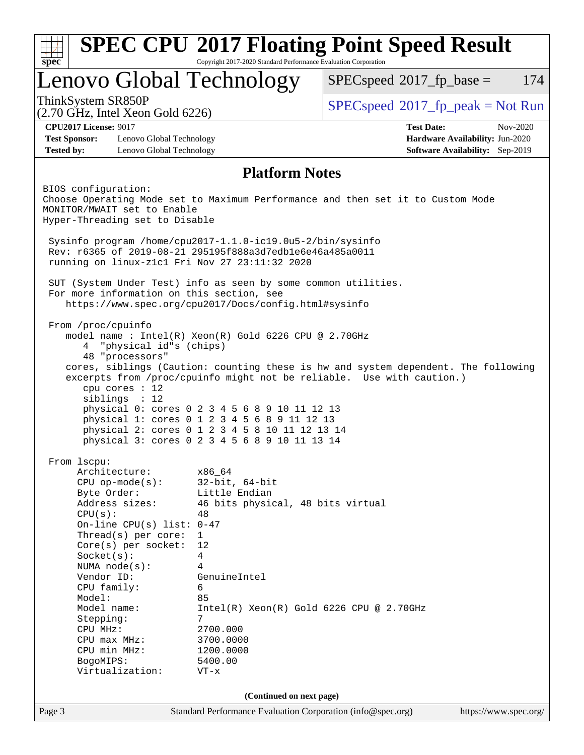# SPEC CPU 2017 Floating Point Speed Result

Copyright 2017-2020 Standard Performance Evaluation Corporation

# Lenovo Global Technology

ThinkSystem SR850P
(2.70 GHz, Intel Xeon Gold 6226)

SPECspeed 2017_fp_base = 174

SPECspeed 2017_fp_peak = Not Run

**CPU2017 License:** 9017
**Test Sponsor:** Lenovo Global Technology
**Tested by:** Lenovo Global Technology

**Test Date:** Nov-2020
**Hardware Availability:** Jun-2020
**Software Availability:** Sep-2019

## Platform Notes

```
BIOS configuration:
Choose Operating Mode set to Maximum Performance and then set it to Custom Mode
MONITOR/MWAIT set to Enable
Hyper-Threading set to Disable

 Sysinfo program /home/cpu2017-1.1.0-ic19.0u5-2/bin/sysinfo
 Rev: r6365 of 2019-08-21 295195f888a3d7edb1e6e46a485a0011
 running on linux-z1c1 Fri Nov 27 23:11:32 2020

 SUT (System Under Test) info as seen by some common utilities.
 For more information on this section, see
    https://www.spec.org/cpu2017/Docs/config.html#sysinfo

 From /proc/cpuinfo
    model name : Intel(R) Xeon(R) Gold 6226 CPU @ 2.70GHz
       4  "physical id"s (chips)
       48 "processors"
    cores, siblings (Caution: counting these is hw and system dependent. The following
    excerpts from /proc/cpuinfo might not be reliable.  Use with caution.)
       cpu cores : 12
       siblings  : 12
       physical 0: cores 0 2 3 4 5 6 8 9 10 11 12 13
       physical 1: cores 0 1 2 3 4 5 6 8 9 11 12 13
       physical 2: cores 0 1 2 3 4 5 8 10 11 12 13 14
       physical 3: cores 0 2 3 4 5 6 8 9 10 11 13 14

 From lscpu:
      Architecture:        x86_64
      CPU op-mode(s):      32-bit, 64-bit
      Byte Order:          Little Endian
      Address sizes:       46 bits physical, 48 bits virtual
      CPU(s):              48
      On-line CPU(s) list: 0-47
      Thread(s) per core:  1
      Core(s) per socket:  12
      Socket(s):           4
      NUMA node(s):        4
      Vendor ID:           GenuineIntel
      CPU family:          6
      Model:               85
      Model name:          Intel(R) Xeon(R) Gold 6226 CPU @ 2.70GHz
      Stepping:            7
      CPU MHz:             2700.000
      CPU max MHz:         3700.0000
      CPU min MHz:         1200.0000
      BogoMIPS:            5400.00
      Virtualization:      VT-x
```

(Continued on next page)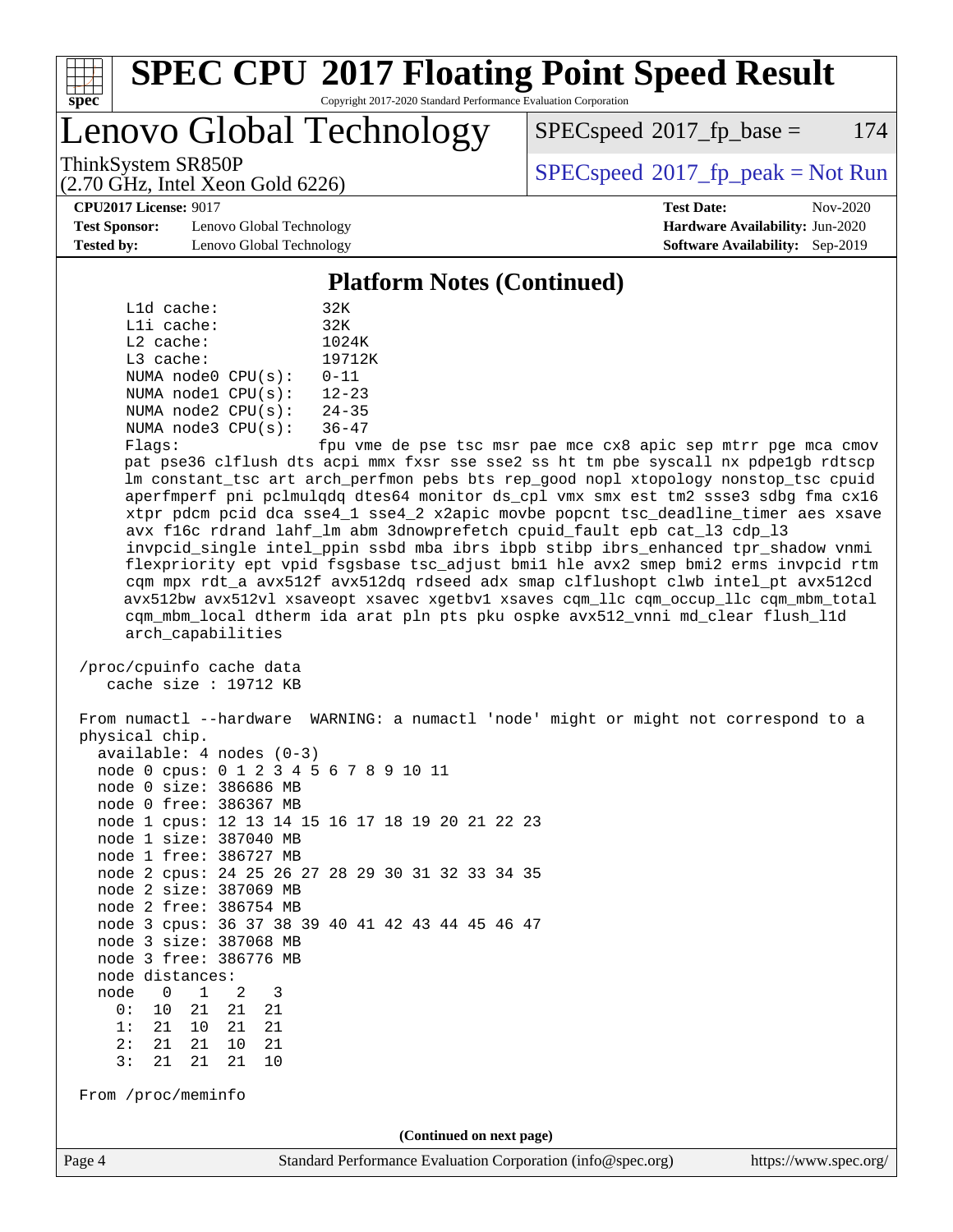## Platform Notes (Continued)

```
     L1d cache:             32K
     L1i cache:             32K
     L2 cache:              1024K
     L3 cache:              19712K
     NUMA node0 CPU(s):     0-11
     NUMA node1 CPU(s):     12-23
     NUMA node2 CPU(s):     24-35
     NUMA node3 CPU(s):     36-47
     Flags:                 fpu vme de pse tsc msr pae mce cx8 apic sep mtrr pge mca cmov
     pat pse36 clflush dts acpi mmx fxsr sse sse2 ss ht tm pbe syscall nx pdpe1gb rdtscp
     lm constant_tsc art arch_perfmon pebs bts rep_good nopl xtopology nonstop_tsc cpuid
     aperfmperf pni pclmulqdq dtes64 monitor ds_cpl vmx smx est tm2 ssse3 sdbg fma cx16
     xtpr pdcm pcid dca sse4_1 sse4_2 x2apic movbe popcnt tsc_deadline_timer aes xsave
     avx f16c rdrand lahf_lm abm 3dnowprefetch cpuid_fault epb cat_l3 cdp_l3
     invpcid_single intel_ppin ssbd mba ibrs ibpb stibp ibrs_enhanced tpr_shadow vnmi
     flexpriority ept vpid fsgsbase tsc_adjust bmi1 hle avx2 smep bmi2 erms invpcid rtm
     cqm mpx rdt_a avx512f avx512dq rdseed adx smap clflushopt clwb intel_pt avx512cd
     avx512bw avx512vl xsaveopt xsavec xgetbv1 xsaves cqm_llc cqm_occup_llc cqm_mbm_total
     cqm_mbm_local dtherm ida arat pln pts pku ospke avx512_vnni md_clear flush_l1d
     arch_capabilities

 /proc/cpuinfo cache data
    cache size : 19712 KB

 From numactl --hardware  WARNING: a numactl 'node' might or might not correspond to a
 physical chip.
   available: 4 nodes (0-3)
   node 0 cpus: 0 1 2 3 4 5 6 7 8 9 10 11
   node 0 size: 386686 MB
   node 0 free: 386367 MB
   node 1 cpus: 12 13 14 15 16 17 18 19 20 21 22 23
   node 1 size: 387040 MB
   node 1 free: 386727 MB
   node 2 cpus: 24 25 26 27 28 29 30 31 32 33 34 35
   node 2 size: 387069 MB
   node 2 free: 386754 MB
   node 3 cpus: 36 37 38 39 40 41 42 43 44 45 46 47
   node 3 size: 387068 MB
   node 3 free: 386776 MB
   node distances:
   node   0   1   2   3
     0:  10  21  21  21
     1:  21  10  21  21
     2:  21  21  10  21
     3:  21  21  21  10

 From /proc/meminfo
```

(Continued on next page)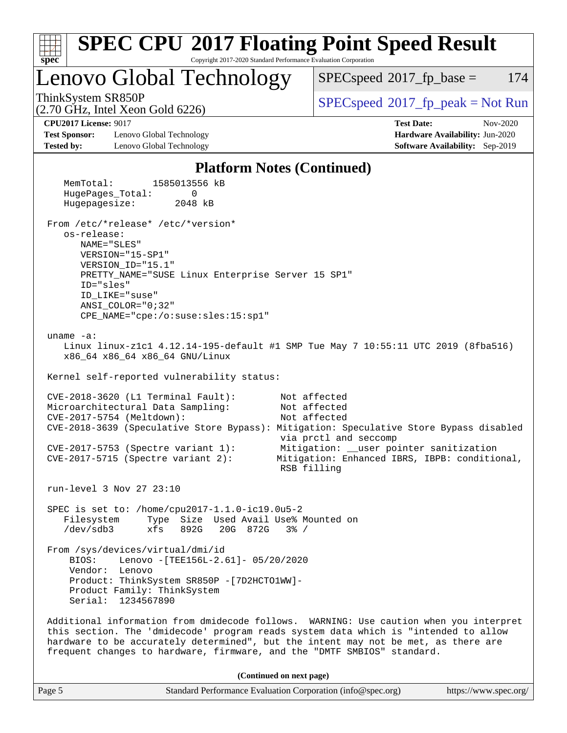# SPEC CPU 2017 Floating Point Speed Result

Copyright 2017-2020 Standard Performance Evaluation Corporation

## Lenovo Global Technology

ThinkSystem SR850P
(2.70 GHz, Intel Xeon Gold 6226)

SPECspeed 2017_fp_base = 174

SPECspeed 2017_fp_peak = Not Run

**CPU2017 License:** 9017
**Test Sponsor:** Lenovo Global Technology
**Tested by:** Lenovo Global Technology

**Test Date:** Nov-2020
**Hardware Availability:** Jun-2020
**Software Availability:** Sep-2019

### Platform Notes (Continued)

```
    MemTotal:       1585013556 kB
    HugePages_Total:       0
    Hugepagesize:       2048 kB

 From /etc/*release* /etc/*version*
    os-release:
       NAME="SLES"
       VERSION="15-SP1"
       VERSION_ID="15.1"
       PRETTY_NAME="SUSE Linux Enterprise Server 15 SP1"
       ID="sles"
       ID_LIKE="suse"
       ANSI_COLOR="0;32"
       CPE_NAME="cpe:/o:suse:sles:15:sp1"

 uname -a:
    Linux linux-z1c1 4.12.14-195-default #1 SMP Tue May 7 10:55:11 UTC 2019 (8fba516)
    x86_64 x86_64 x86_64 GNU/Linux

 Kernel self-reported vulnerability status:

 CVE-2018-3620 (L1 Terminal Fault):        Not affected
 Microarchitectural Data Sampling:         Not affected
 CVE-2017-5754 (Meltdown):                 Not affected
 CVE-2018-3639 (Speculative Store Bypass): Mitigation: Speculative Store Bypass disabled
                                            via prctl and seccomp
 CVE-2017-5753 (Spectre variant 1):        Mitigation: __user pointer sanitization
 CVE-2017-5715 (Spectre variant 2):        Mitigation: Enhanced IBRS, IBPB: conditional,
                                            RSB filling

 run-level 3 Nov 27 23:10

 SPEC is set to: /home/cpu2017-1.1.0-ic19.0u5-2
    Filesystem     Type  Size  Used Avail Use% Mounted on
    /dev/sdb3      xfs   892G   20G  872G   3% /

 From /sys/devices/virtual/dmi/id
     BIOS:    Lenovo -[TEE156L-2.61]- 05/20/2020
     Vendor:  Lenovo
     Product: ThinkSystem SR850P -[7D2HCTO1WW]-
     Product Family: ThinkSystem
     Serial:  1234567890

 Additional information from dmidecode follows.  WARNING: Use caution when you interpret
 this section. The 'dmidecode' program reads system data which is "intended to allow
 hardware to be accurately determined", but the intent may not be met, as there are
 frequent changes to hardware, firmware, and the "DMTF SMBIOS" standard.
```

**(Continued on next page)**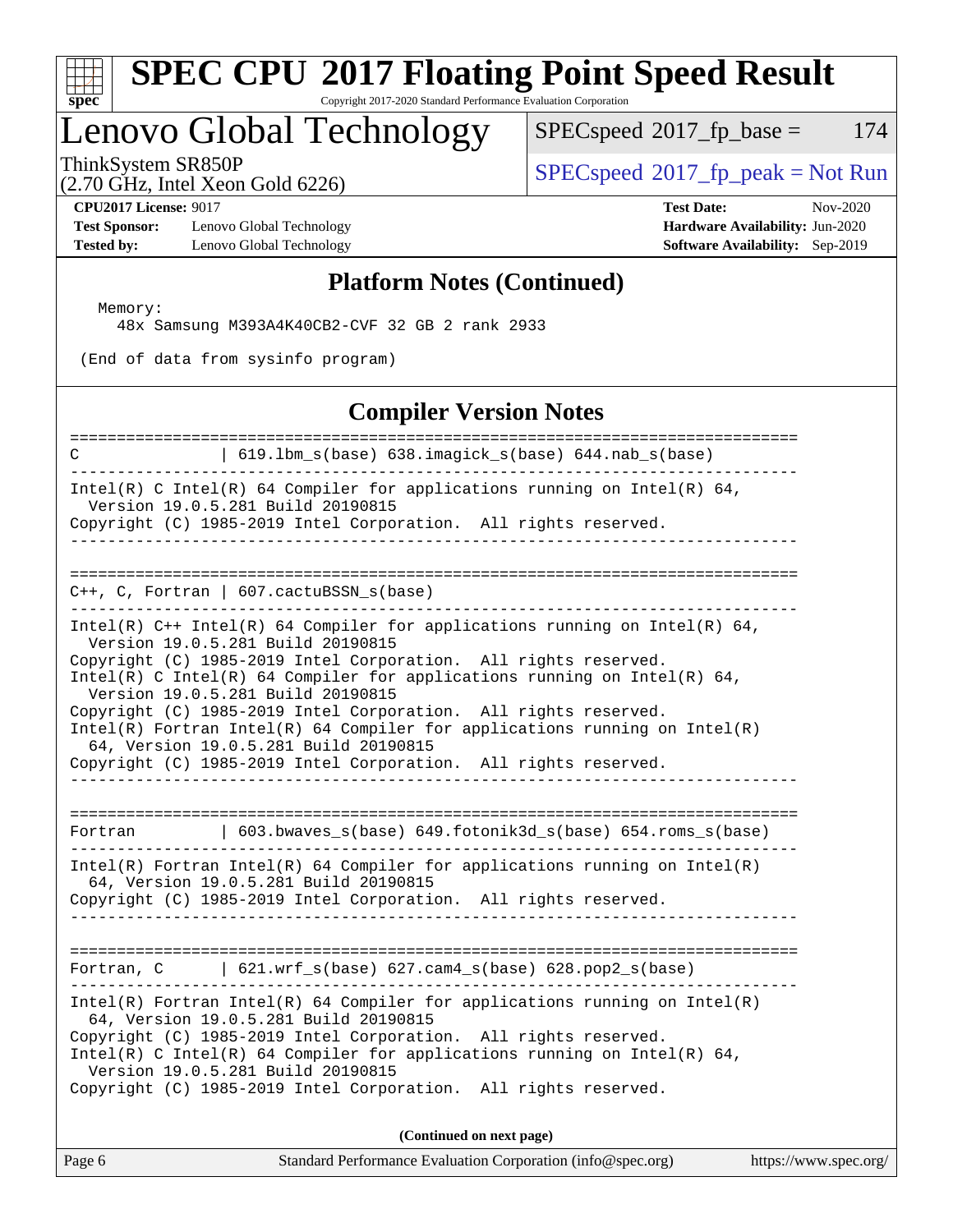## Platform Notes (Continued)

```
  Memory:
    48x Samsung M393A4K40CB2-CVF 32 GB 2 rank 2933

 (End of data from sysinfo program)
```

## Compiler Version Notes

```
==============================================================================
C               | 619.lbm_s(base) 638.imagick_s(base) 644.nab_s(base)
------------------------------------------------------------------------------
Intel(R) C Intel(R) 64 Compiler for applications running on Intel(R) 64,
  Version 19.0.5.281 Build 20190815
Copyright (C) 1985-2019 Intel Corporation.  All rights reserved.
------------------------------------------------------------------------------

==============================================================================
C++, C, Fortran | 607.cactuBSSN_s(base)
------------------------------------------------------------------------------
Intel(R) C++ Intel(R) 64 Compiler for applications running on Intel(R) 64,
  Version 19.0.5.281 Build 20190815
Copyright (C) 1985-2019 Intel Corporation.  All rights reserved.
Intel(R) C Intel(R) 64 Compiler for applications running on Intel(R) 64,
  Version 19.0.5.281 Build 20190815
Copyright (C) 1985-2019 Intel Corporation.  All rights reserved.
Intel(R) Fortran Intel(R) 64 Compiler for applications running on Intel(R)
  64, Version 19.0.5.281 Build 20190815
Copyright (C) 1985-2019 Intel Corporation.  All rights reserved.
------------------------------------------------------------------------------

==============================================================================
Fortran         | 603.bwaves_s(base) 649.fotonik3d_s(base) 654.roms_s(base)
------------------------------------------------------------------------------
Intel(R) Fortran Intel(R) 64 Compiler for applications running on Intel(R)
  64, Version 19.0.5.281 Build 20190815
Copyright (C) 1985-2019 Intel Corporation.  All rights reserved.
------------------------------------------------------------------------------

==============================================================================
Fortran, C      | 621.wrf_s(base) 627.cam4_s(base) 628.pop2_s(base)
------------------------------------------------------------------------------
Intel(R) Fortran Intel(R) 64 Compiler for applications running on Intel(R)
  64, Version 19.0.5.281 Build 20190815
Copyright (C) 1985-2019 Intel Corporation.  All rights reserved.
Intel(R) C Intel(R) 64 Compiler for applications running on Intel(R) 64,
  Version 19.0.5.281 Build 20190815
Copyright (C) 1985-2019 Intel Corporation.  All rights reserved.
```

**(Continued on next page)**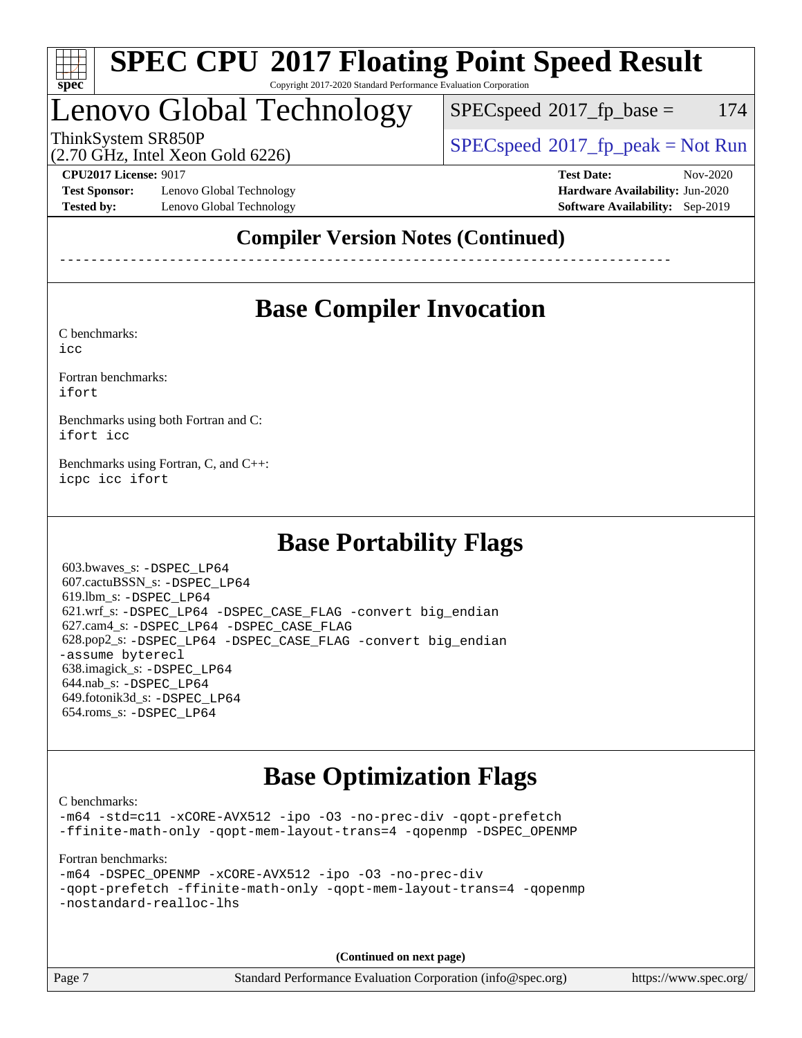## Compiler Version Notes (Continued)

------------------------------------------------------------------------------

## Base Compiler Invocation

C benchmarks:
```
icc
```

Fortran benchmarks:
```
ifort
```

Benchmarks using both Fortran and C:
```
ifort icc
```

Benchmarks using Fortran, C, and C++:
```
icpc icc ifort
```

## Base Portability Flags

603.bwaves_s: -DSPEC_LP64
607.cactuBSSN_s: -DSPEC_LP64
619.lbm_s: -DSPEC_LP64
621.wrf_s: -DSPEC_LP64 -DSPEC_CASE_FLAG -convert big_endian
627.cam4_s: -DSPEC_LP64 -DSPEC_CASE_FLAG
628.pop2_s: -DSPEC_LP64 -DSPEC_CASE_FLAG -convert big_endian -assume byterecl
638.imagick_s: -DSPEC_LP64
644.nab_s: -DSPEC_LP64
649.fotonik3d_s: -DSPEC_LP64
654.roms_s: -DSPEC_LP64

## Base Optimization Flags

C benchmarks:
```
-m64 -std=c11 -xCORE-AVX512 -ipo -O3 -no-prec-div -qopt-prefetch
-ffinite-math-only -qopt-mem-layout-trans=4 -qopenmp -DSPEC_OPENMP
```

Fortran benchmarks:
```
-m64 -DSPEC_OPENMP -xCORE-AVX512 -ipo -O3 -no-prec-div
-qopt-prefetch -ffinite-math-only -qopt-mem-layout-trans=4 -qopenmp
-nostandard-realloc-lhs
```

**(Continued on next page)**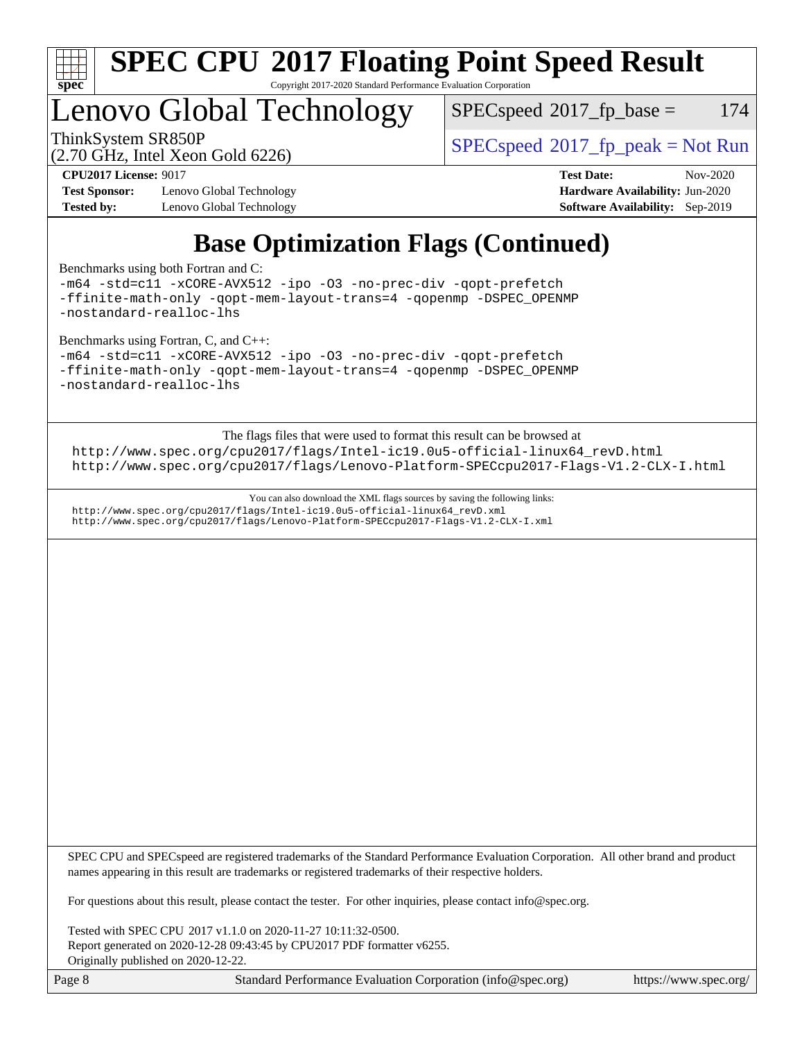# Base Optimization Flags (Continued)

Benchmarks using both Fortran and C:

```
-m64 -std=c11 -xCORE-AVX512 -ipo -O3 -no-prec-div -qopt-prefetch
-ffinite-math-only -qopt-mem-layout-trans=4 -qopenmp -DSPEC_OPENMP
-nostandard-realloc-lhs
```

Benchmarks using Fortran, C, and C++:

```
-m64 -std=c11 -xCORE-AVX512 -ipo -O3 -no-prec-div -qopt-prefetch
-ffinite-math-only -qopt-mem-layout-trans=4 -qopenmp -DSPEC_OPENMP
-nostandard-realloc-lhs
```

The flags files that were used to format this result can be browsed at
http://www.spec.org/cpu2017/flags/Intel-ic19.0u5-official-linux64_revD.html
http://www.spec.org/cpu2017/flags/Lenovo-Platform-SPECcpu2017-Flags-V1.2-CLX-I.html

You can also download the XML flags sources by saving the following links:
http://www.spec.org/cpu2017/flags/Intel-ic19.0u5-official-linux64_revD.xml
http://www.spec.org/cpu2017/flags/Lenovo-Platform-SPECcpu2017-Flags-V1.2-CLX-I.xml

SPEC CPU and SPECspeed are registered trademarks of the Standard Performance Evaluation Corporation. All other brand and product names appearing in this result are trademarks or registered trademarks of their respective holders.

For questions about this result, please contact the tester. For other inquiries, please contact info@spec.org.

Tested with SPEC CPU 2017 v1.1.0 on 2020-11-27 10:11:32-0500.
Report generated on 2020-12-28 09:43:45 by CPU2017 PDF formatter v6255.
Originally published on 2020-12-22.